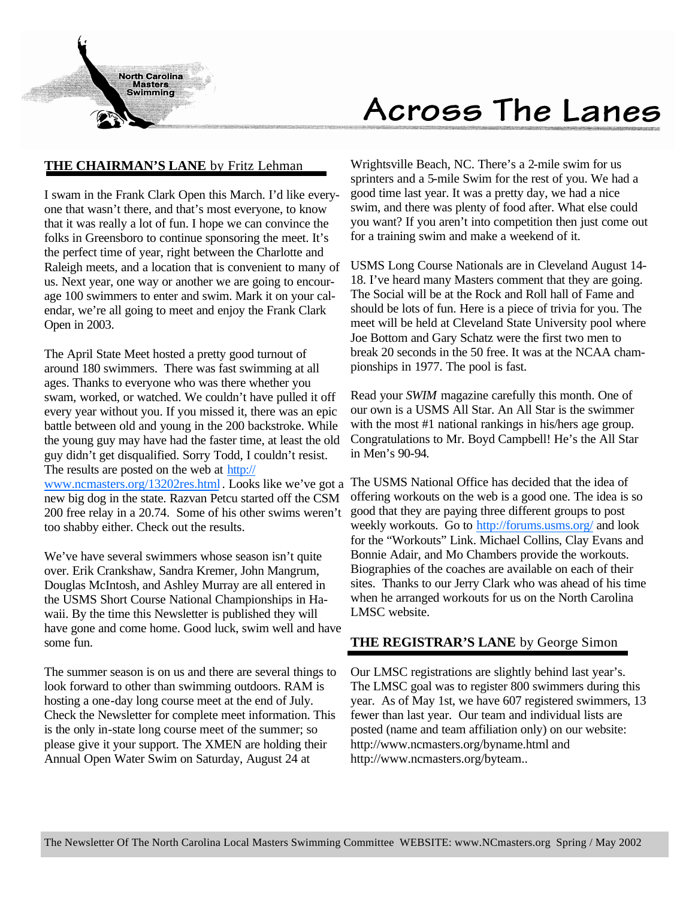# Across The Lanes

North Carolina Masters Swimming

## THE CHAIRMAN'S LANE by Fritz Lehman

I swam in the Frank Clark Open this March. I'd like everyone that wasn't there, and that's most everyone, to know that it was really a lot of fun. I hope we can convince the folks in Greensboro to continue sponsoring the meet. It's the perfect time of year, right between the Charlotte and Raleigh meets, and a location that is convenient to many of us. Next year, one way or another we are going to encourage 100 swimmers to enter and swim. Mark it on your calendar, we're all going to meet and enjoy the Frank Clark Open in 2003.

The April State Meet hosted a pretty good turnout of around 180 swimmers. There was fast swimming at all ages. Thanks to everyone who was there whether you swam, worked, or watched. We couldn't have pulled it off every year without you. If you missed it, there was an epic battle between old and young in the 200 backstroke. While the young guy may have had the faster time, at least the old guy didn't get disqualified. Sorry Todd, I couldn't resist. The results are posted on the web at http://www.ncmasters.org/13202res.html. Looks like we've got a new big dog in the state. Razvan Petcu started off the CSM 200 free relay in a 20.74. Some of his other swims weren't too shabby either. Check out the results.

We've have several swimmers whose season isn't quite over. Erik Crankshaw, Sandra Kremer, John Mangrum, Douglas McIntosh, and Ashley Murray are all entered in the USMS Short Course National Championships in Hawaii. By the time this Newsletter is published they will have gone and come home. Good luck, swim well and have some fun.

The summer season is on us and there are several things to look forward to other than swimming outdoors. RAM is hosting a one-day long course meet at the end of July. Check the Newsletter for complete meet information. This is the only in-state long course meet of the summer; so please give it your support. The XMEN are holding their Annual Open Water Swim on Saturday, August 24 at Wrightsville Beach, NC. There's a 2-mile swim for us sprinters and a 5-mile Swim for the rest of you. We had a good time last year. It was a pretty day, we had a nice swim, and there was plenty of food after. What else could you want? If you aren't into competition then just come out for a training swim and make a weekend of it.

USMS Long Course Nationals are in Cleveland August 14-18. I've heard many Masters comment that they are going. The Social will be at the Rock and Roll hall of Fame and should be lots of fun. Here is a piece of trivia for you. The meet will be held at Cleveland State University pool where Joe Bottom and Gary Schatz were the first two men to break 20 seconds in the 50 free. It was at the NCAA championships in 1977. The pool is fast.

Read your *SWIM* magazine carefully this month. One of our own is a USMS All Star. An All Star is the swimmer with the most #1 national rankings in his/hers age group. Congratulations to Mr. Boyd Campbell! He's the All Star in Men's 90-94.

The USMS National Office has decided that the idea of offering workouts on the web is a good one. The idea is so good that they are paying three different groups to post weekly workouts. Go to http://forums.usms.org/ and look for the "Workouts" Link. Michael Collins, Clay Evans and Bonnie Adair, and Mo Chambers provide the workouts. Biographies of the coaches are available on each of their sites. Thanks to our Jerry Clark who was ahead of his time when he arranged workouts for us on the North Carolina LMSC website.

## THE REGISTRAR'S LANE by George Simon

Our LMSC registrations are slightly behind last year's. The LMSC goal was to register 800 swimmers during this year. As of May 1st, we have 607 registered swimmers, 13 fewer than last year. Our team and individual lists are posted (name and team affiliation only) on our website: http://www.ncmasters.org/byname.html and http://www.ncmasters.org/byteam..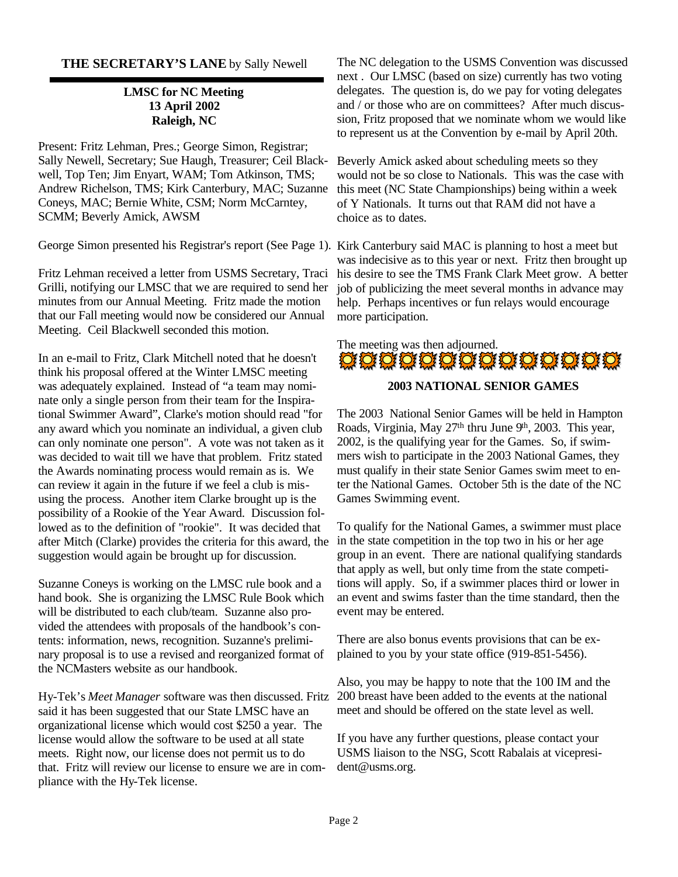## THE SECRETARY'S LANE by Sally Newell

**LMSC for NC Meeting**
**13 April 2002**
**Raleigh, NC**

Present: Fritz Lehman, Pres.; George Simon, Registrar; Sally Newell, Secretary; Sue Haugh, Treasurer; Ceil Blackwell, Top Ten; Jim Enyart, WAM; Tom Atkinson, TMS; Andrew Richelson, TMS; Kirk Canterbury, MAC; Suzanne Coneys, MAC; Bernie White, CSM; Norm McCarntey, SCMM; Beverly Amick, AWSM

George Simon presented his Registrar's report (See Page 1).

Fritz Lehman received a letter from USMS Secretary, Traci Grilli, notifying our LMSC that we are required to send her minutes from our Annual Meeting. Fritz made the motion that our Fall meeting would now be considered our Annual Meeting. Ceil Blackwell seconded this motion.

In an e-mail to Fritz, Clark Mitchell noted that he doesn't think his proposal offered at the Winter LMSC meeting was adequately explained. Instead of "a team may nominate only a single person from their team for the Inspirational Swimmer Award", Clarke's motion should read "for any award which you nominate an individual, a given club can only nominate one person". A vote was not taken as it was decided to wait till we have that problem. Fritz stated the Awards nominating process would remain as is. We can review it again in the future if we feel a club is misusing the process. Another item Clarke brought up is the possibility of a Rookie of the Year Award. Discussion followed as to the definition of "rookie". It was decided that after Mitch (Clarke) provides the criteria for this award, the suggestion would again be brought up for discussion.

Suzanne Coneys is working on the LMSC rule book and a hand book. She is organizing the LMSC Rule Book which will be distributed to each club/team. Suzanne also provided the attendees with proposals of the handbook's contents: information, news, recognition. Suzanne's preliminary proposal is to use a revised and reorganized format of the NCMasters website as our handbook.

Hy-Tek's *Meet Manager* software was then discussed. Fritz said it has been suggested that our State LMSC have an organizational license which would cost $250 a year. The license would allow the software to be used at all state meets. Right now, our license does not permit us to do that. Fritz will review our license to ensure we are in compliance with the Hy-Tek license.

The NC delegation to the USMS Convention was discussed next . Our LMSC (based on size) currently has two voting delegates. The question is, do we pay for voting delegates and / or those who are on committees? After much discussion, Fritz proposed that we nominate whom we would like to represent us at the Convention by e-mail by April 20th.

Beverly Amick asked about scheduling meets so they would not be so close to Nationals. This was the case with this meet (NC State Championships) being within a week of Y Nationals. It turns out that RAM did not have a choice as to dates.

Kirk Canterbury said MAC is planning to host a meet but was indecisive as to this year or next. Fritz then brought up his desire to see the TMS Frank Clark Meet grow. A better job of publicizing the meet several months in advance may help. Perhaps incentives or fun relays would encourage more participation.

The meeting was then adjourned.

## 2003 NATIONAL SENIOR GAMES

The 2003 National Senior Games will be held in Hampton Roads, Virginia, May 27th thru June 9th, 2003. This year, 2002, is the qualifying year for the Games. So, if swimmers wish to participate in the 2003 National Games, they must qualify in their state Senior Games swim meet to enter the National Games. October 5th is the date of the NC Games Swimming event.

To qualify for the National Games, a swimmer must place in the state competition in the top two in his or her age group in an event. There are national qualifying standards that apply as well, but only time from the state competitions will apply. So, if a swimmer places third or lower in an event and swims faster than the time standard, then the event may be entered.

There are also bonus events provisions that can be explained to you by your state office (919-851-5456).

Also, you may be happy to note that the 100 IM and the 200 breast have been added to the events at the national meet and should be offered on the state level as well.

If you have any further questions, please contact your USMS liaison to the NSG, Scott Rabalais at vicepresident@usms.org.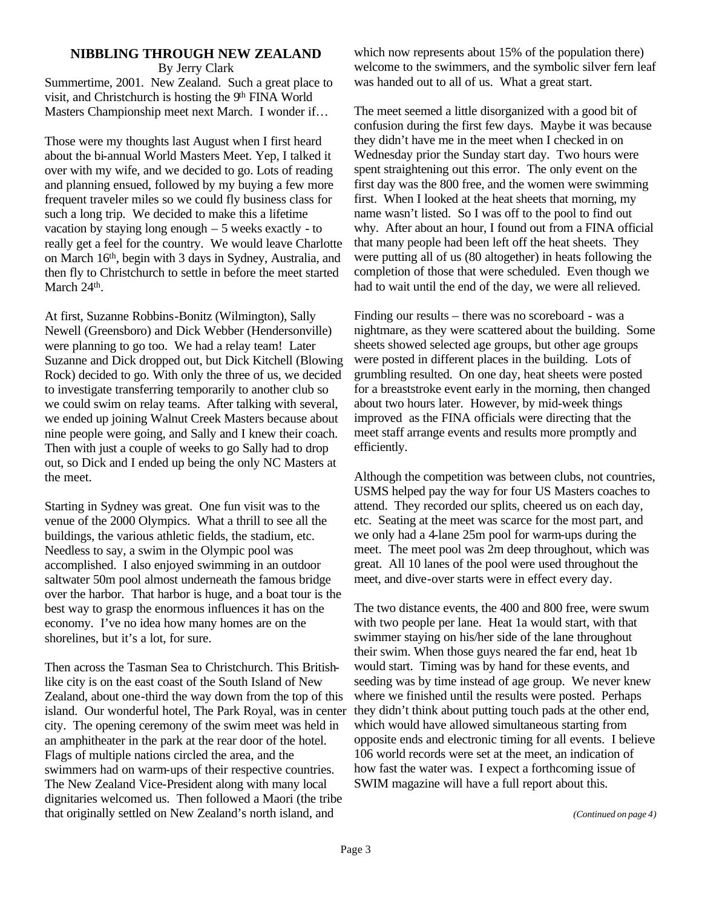## NIBBLING THROUGH NEW ZEALAND

By Jerry Clark

Summertime, 2001. New Zealand. Such a great place to visit, and Christchurch is hosting the 9th FINA World Masters Championship meet next March. I wonder if…

Those were my thoughts last August when I first heard about the bi-annual World Masters Meet. Yep, I talked it over with my wife, and we decided to go. Lots of reading and planning ensued, followed by my buying a few more frequent traveler miles so we could fly business class for such a long trip. We decided to make this a lifetime vacation by staying long enough – 5 weeks exactly - to really get a feel for the country. We would leave Charlotte on March 16th, begin with 3 days in Sydney, Australia, and then fly to Christchurch to settle in before the meet started March 24th.

At first, Suzanne Robbins-Bonitz (Wilmington), Sally Newell (Greensboro) and Dick Webber (Hendersonville) were planning to go too. We had a relay team! Later Suzanne and Dick dropped out, but Dick Kitchell (Blowing Rock) decided to go. With only the three of us, we decided to investigate transferring temporarily to another club so we could swim on relay teams. After talking with several, we ended up joining Walnut Creek Masters because about nine people were going, and Sally and I knew their coach. Then with just a couple of weeks to go Sally had to drop out, so Dick and I ended up being the only NC Masters at the meet.

Starting in Sydney was great. One fun visit was to the venue of the 2000 Olympics. What a thrill to see all the buildings, the various athletic fields, the stadium, etc. Needless to say, a swim in the Olympic pool was accomplished. I also enjoyed swimming in an outdoor saltwater 50m pool almost underneath the famous bridge over the harbor. That harbor is huge, and a boat tour is the best way to grasp the enormous influences it has on the economy. I've no idea how many homes are on the shorelines, but it's a lot, for sure.

Then across the Tasman Sea to Christchurch. This British-like city is on the east coast of the South Island of New Zealand, about one-third the way down from the top of this island. Our wonderful hotel, The Park Royal, was in center city. The opening ceremony of the swim meet was held in an amphitheater in the park at the rear door of the hotel. Flags of multiple nations circled the area, and the swimmers had on warm-ups of their respective countries. The New Zealand Vice-President along with many local dignitaries welcomed us. Then followed a Maori (the tribe that originally settled on New Zealand's north island, and which now represents about 15% of the population there) welcome to the swimmers, and the symbolic silver fern leaf was handed out to all of us. What a great start.

The meet seemed a little disorganized with a good bit of confusion during the first few days. Maybe it was because they didn't have me in the meet when I checked in on Wednesday prior the Sunday start day. Two hours were spent straightening out this error. The only event on the first day was the 800 free, and the women were swimming first. When I looked at the heat sheets that morning, my name wasn't listed. So I was off to the pool to find out why. After about an hour, I found out from a FINA official that many people had been left off the heat sheets. They were putting all of us (80 altogether) in heats following the completion of those that were scheduled. Even though we had to wait until the end of the day, we were all relieved.

Finding our results – there was no scoreboard - was a nightmare, as they were scattered about the building. Some sheets showed selected age groups, but other age groups were posted in different places in the building. Lots of grumbling resulted. On one day, heat sheets were posted for a breaststroke event early in the morning, then changed about two hours later. However, by mid-week things improved as the FINA officials were directing that the meet staff arrange events and results more promptly and efficiently.

Although the competition was between clubs, not countries, USMS helped pay the way for four US Masters coaches to attend. They recorded our splits, cheered us on each day, etc. Seating at the meet was scarce for the most part, and we only had a 4-lane 25m pool for warm-ups during the meet. The meet pool was 2m deep throughout, which was great. All 10 lanes of the pool were used throughout the meet, and dive-over starts were in effect every day.

The two distance events, the 400 and 800 free, were swum with two people per lane. Heat 1a would start, with that swimmer staying on his/her side of the lane throughout their swim. When those guys neared the far end, heat 1b would start. Timing was by hand for these events, and seeding was by time instead of age group. We never knew where we finished until the results were posted. Perhaps they didn't think about putting touch pads at the other end, which would have allowed simultaneous starting from opposite ends and electronic timing for all events. I believe 106 world records were set at the meet, an indication of how fast the water was. I expect a forthcoming issue of SWIM magazine will have a full report about this.

*(Continued on page 4)*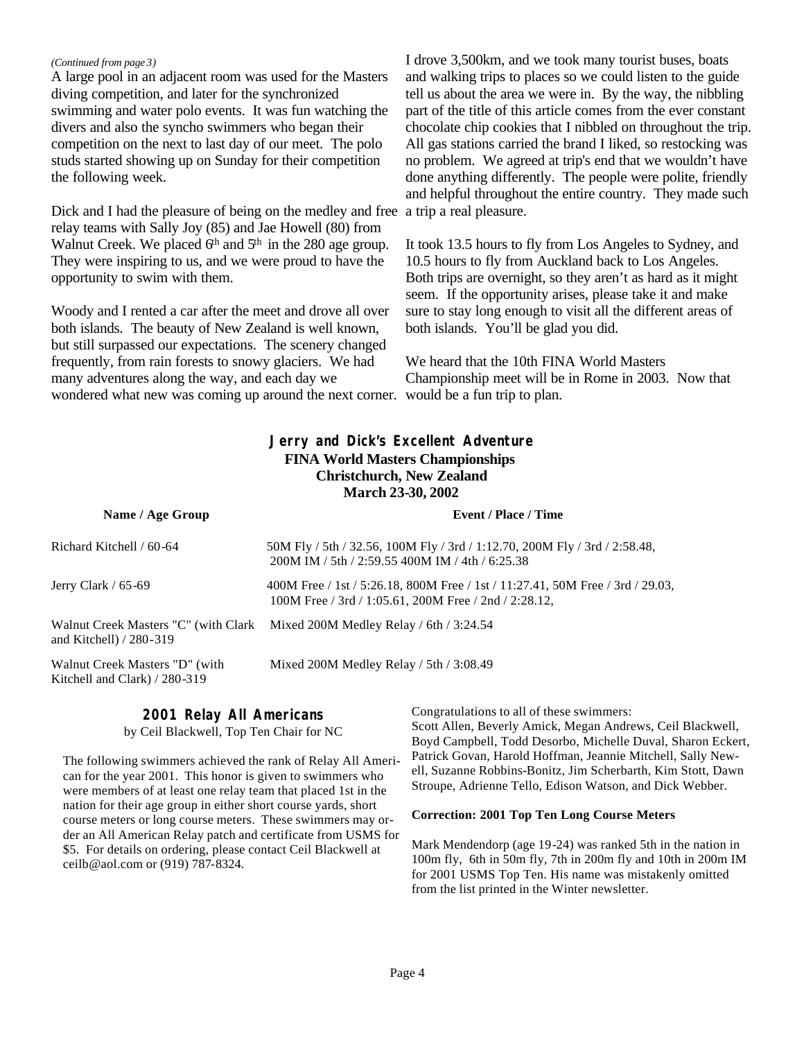*(Continued from page 3)*

A large pool in an adjacent room was used for the Masters diving competition, and later for the synchronized swimming and water polo events. It was fun watching the divers and also the syncho swimmers who began their competition on the next to last day of our meet. The polo studs started showing up on Sunday for their competition the following week.

Dick and I had the pleasure of being on the medley and free relay teams with Sally Joy (85) and Jae Howell (80) from Walnut Creek. We placed 6th and 5th in the 280 age group. They were inspiring to us, and we were proud to have the opportunity to swim with them.

Woody and I rented a car after the meet and drove all over both islands. The beauty of New Zealand is well known, but still surpassed our expectations. The scenery changed frequently, from rain forests to snowy glaciers. We had many adventures along the way, and each day we wondered what new was coming up around the next corner. I drove 3,500km, and we took many tourist buses, boats and walking trips to places so we could listen to the guide tell us about the area we were in. By the way, the nibbling part of the title of this article comes from the ever constant chocolate chip cookies that I nibbled on throughout the trip. All gas stations carried the brand I liked, so restocking was no problem. We agreed at trip's end that we wouldn't have done anything differently. The people were polite, friendly and helpful throughout the entire country. They made such a trip a real pleasure.

It took 13.5 hours to fly from Los Angeles to Sydney, and 10.5 hours to fly from Auckland back to Los Angeles. Both trips are overnight, so they aren't as hard as it might seem. If the opportunity arises, please take it and make sure to stay long enough to visit all the different areas of both islands. You'll be glad you did.

We heard that the 10th FINA World Masters Championship meet will be in Rome in 2003. Now that would be a fun trip to plan.

## Jerry and Dick's Excellent Adventure

**FINA World Masters Championships**
**Christchurch, New Zealand**
**March 23-30, 2002**

| Name / Age Group | Event / Place / Time |
|---|---|
| Richard Kitchell / 60-64 | 50M Fly / 5th / 32.56, 100M Fly / 3rd / 1:12.70, 200M Fly / 3rd / 2:58.48, 200M IM / 5th / 2:59.55 400M IM / 4th / 6:25.38 |
| Jerry Clark / 65-69 | 400M Free / 1st / 5:26.18, 800M Free / 1st / 11:27.41, 50M Free / 3rd / 29.03, 100M Free / 3rd / 1:05.61, 200M Free / 2nd / 2:28.12, |
| Walnut Creek Masters "C" (with Clark and Kitchell) / 280-319 | Mixed 200M Medley Relay / 6th / 3:24.54 |
| Walnut Creek Masters "D" (with Kitchell and Clark) / 280-319 | Mixed 200M Medley Relay / 5th / 3:08.49 |

## 2001 Relay All Americans

by Ceil Blackwell, Top Ten Chair for NC

The following swimmers achieved the rank of Relay All American for the year 2001. This honor is given to swimmers who were members of at least one relay team that placed 1st in the nation for their age group in either short course yards, short course meters or long course meters. These swimmers may order an All American Relay patch and certificate from USMS for $5. For details on ordering, please contact Ceil Blackwell at ceilb@aol.com or (919) 787-8324.

Congratulations to all of these swimmers:
Scott Allen, Beverly Amick, Megan Andrews, Ceil Blackwell, Boyd Campbell, Todd Desorbo, Michelle Duval, Sharon Eckert, Patrick Govan, Harold Hoffman, Jeannie Mitchell, Sally Newell, Suzanne Robbins-Bonitz, Jim Scherbarth, Kim Stott, Dawn Stroupe, Adrienne Tello, Edison Watson, and Dick Webber.

**Correction: 2001 Top Ten Long Course Meters**

Mark Mendendorp (age 19-24) was ranked 5th in the nation in 100m fly, 6th in 50m fly, 7th in 200m fly and 10th in 200m IM for 2001 USMS Top Ten. His name was mistakenly omitted from the list printed in the Winter newsletter.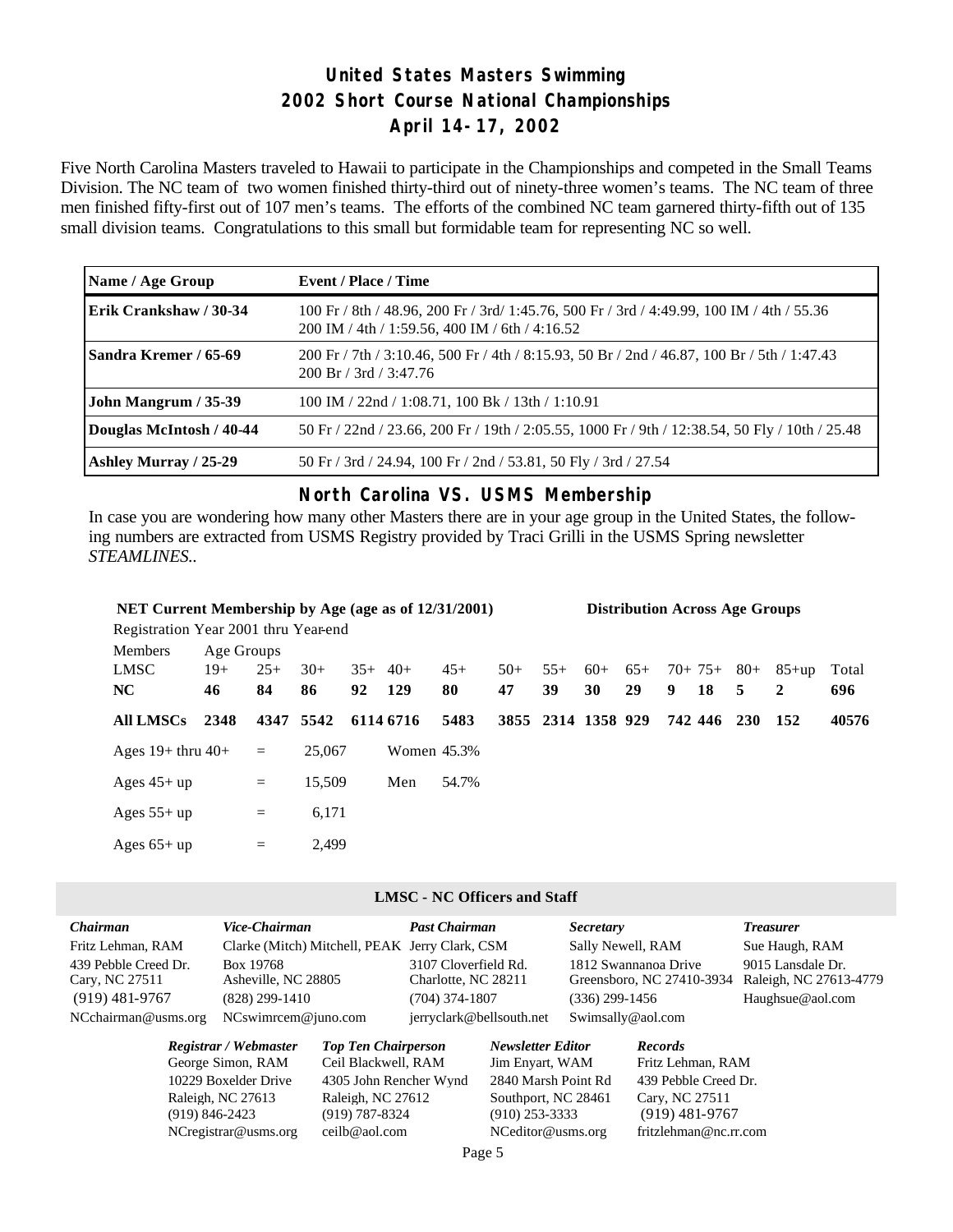# United States Masters Swimming
## 2002 Short Course National Championships
### April 14-17, 2002

Five North Carolina Masters traveled to Hawaii to participate in the Championships and competed in the Small Teams Division. The NC team of two women finished thirty-third out of ninety-three women's teams. The NC team of three men finished fifty-first out of 107 men's teams. The efforts of the combined NC team garnered thirty-fifth out of 135 small division teams. Congratulations to this small but formidable team for representing NC so well.

| Name / Age Group | Event / Place / Time |
|---|---|
| **Erik Crankshaw / 30-34** | 100 Fr / 8th / 48.96, 200 Fr / 3rd/ 1:45.76, 500 Fr / 3rd / 4:49.99, 100 IM / 4th / 55.36 200 IM / 4th / 1:59.56, 400 IM / 6th / 4:16.52 |
| **Sandra Kremer / 65-69** | 200 Fr / 7th / 3:10.46, 500 Fr / 4th / 8:15.93, 50 Br / 2nd / 46.87, 100 Br / 5th / 1:47.43 200 Br / 3rd / 3:47.76 |
| **John Mangrum / 35-39** | 100 IM / 22nd / 1:08.71, 100 Bk / 13th / 1:10.91 |
| **Douglas McIntosh / 40-44** | 50 Fr / 22nd / 23.66, 200 Fr / 19th / 2:05.55, 1000 Fr / 9th / 12:38.54, 50 Fly / 10th / 25.48 |
| **Ashley Murray / 25-29** | 50 Fr / 3rd / 24.94, 100 Fr / 2nd / 53.81, 50 Fly / 3rd / 27.54 |

## North Carolina VS. USMS Membership

In case you are wondering how many other Masters there are in your age group in the United States, the following numbers are extracted from USMS Registry provided by Traci Grilli in the USMS Spring newsletter *STEAMLINES.*.

**NET Current Membership by Age (age as of 12/31/2001)** — **Distribution Across Age Groups**

Registration Year 2001 thru Year-end

| Members LMSC | Age Groups 19+ | 25+ | 30+ | 35+ | 40+ | 45+ | 50+ | 55+ | 60+ | 65+ | 70+ | 75+ | 80+ | 85+up | Total |
|---|---|---|---|---|---|---|---|---|---|---|---|---|---|---|---|
| **NC** | **46** | **84** | **86** | **92** | **129** | **80** | **47** | **39** | **30** | **29** | **9** | **18** | **5** | **2** | **696** |
| **All LMSCs** | **2348** | **4347** | **5542** | **6114** | **6716** | **5483** | **3855** | **2314** | **1358** | **929** | **742** | **446** | **230** | **152** | **40576** |

| | | | | |
|---|---|---|---|---|
| Ages 19+ thru 40+ | = | 25,067 | Women | 45.3% |
| Ages 45+ up | = | 15,509 | Men | 54.7% |
| Ages 55+ up | = | 6,171 | | |
| Ages 65+ up | = | 2,499 | | |

### LMSC - NC Officers and Staff

***Chairman***
Fritz Lehman, RAM
439 Pebble Creed Dr.
Cary, NC 27511
(919) 481-9767
NCchairman@usms.org

***Vice-Chairman***
Clarke (Mitch) Mitchell, PEAK
Box 19768
Asheville, NC 28805
(828) 299-1410
NCswimrcem@juno.com

***Past Chairman***
Jerry Clark, CSM
3107 Cloverfield Rd.
Charlotte, NC 28211
(704) 374-1807
jerryclark@bellsouth.net

***Secretary***
Sally Newell, RAM
1812 Swannanoa Drive
Greensboro, NC 27410-3934
(336) 299-1456
Swimsally@aol.com

***Treasurer***
Sue Haugh, RAM
9015 Lansdale Dr.
Raleigh, NC 27613-4779
Haughsue@aol.com

***Registrar / Webmaster***
George Simon, RAM
10229 Boxelder Drive
Raleigh, NC 27613
(919) 846-2423
NCregistrar@usms.org

***Top Ten Chairperson***
Ceil Blackwell, RAM
4305 John Rencher Wynd
Raleigh, NC 27612
(919) 787-8324
ceilb@aol.com

***Newsletter Editor***
Jim Enyart, WAM
2840 Marsh Point Rd
Southport, NC 28461
(910) 253-3333
NCeditor@usms.org

***Records***
Fritz Lehman, RAM
439 Pebble Creed Dr.
Cary, NC 27511
(919) 481-9767
fritzlehman@nc.rr.com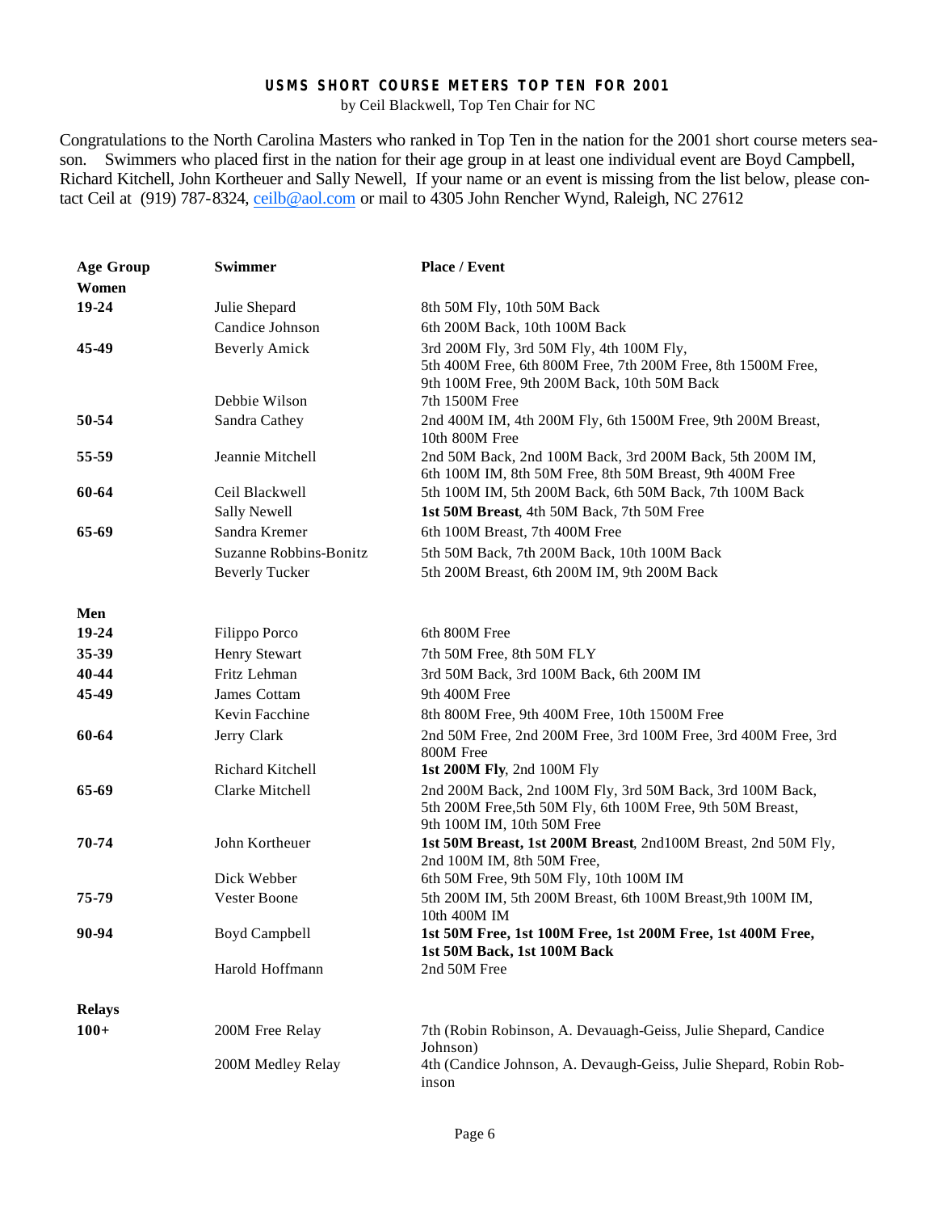## USMS SHORT COURSE METERS TOP TEN FOR 2001

by Ceil Blackwell, Top Ten Chair for NC

Congratulations to the North Carolina Masters who ranked in Top Ten in the nation for the 2001 short course meters season. Swimmers who placed first in the nation for their age group in at least one individual event are Boyd Campbell, Richard Kitchell, John Kortheuer and Sally Newell, If your name or an event is missing from the list below, please contact Ceil at (919) 787-8324, ceilb@aol.com or mail to 4305 John Rencher Wynd, Raleigh, NC 27612

| Age Group | Swimmer | Place / Event |
|---|---|---|
| **Women** | | |
| **19-24** | Julie Shepard | 8th 50M Fly, 10th 50M Back |
| | Candice Johnson | 6th 200M Back, 10th 100M Back |
| **45-49** | Beverly Amick | 3rd 200M Fly, 3rd 50M Fly, 4th 100M Fly, 5th 400M Free, 6th 800M Free, 7th 200M Free, 8th 1500M Free, 9th 100M Free, 9th 200M Back, 10th 50M Back |
| | Debbie Wilson | 7th 1500M Free |
| **50-54** | Sandra Cathey | 2nd 400M IM, 4th 200M Fly, 6th 1500M Free, 9th 200M Breast, 10th 800M Free |
| **55-59** | Jeannie Mitchell | 2nd 50M Back, 2nd 100M Back, 3rd 200M Back, 5th 200M IM, 6th 100M IM, 8th 50M Free, 8th 50M Breast, 9th 400M Free |
| **60-64** | Ceil Blackwell | 5th 100M IM, 5th 200M Back, 6th 50M Back, 7th 100M Back |
| | Sally Newell | **1st 50M Breast**, 4th 50M Back, 7th 50M Free |
| **65-69** | Sandra Kremer | 6th 100M Breast, 7th 400M Free |
| | Suzanne Robbins-Bonitz | 5th 50M Back, 7th 200M Back, 10th 100M Back |
| | Beverly Tucker | 5th 200M Breast, 6th 200M IM, 9th 200M Back |
| **Men** | | |
| **19-24** | Filippo Porco | 6th 800M Free |
| **35-39** | Henry Stewart | 7th 50M Free, 8th 50M FLY |
| **40-44** | Fritz Lehman | 3rd 50M Back, 3rd 100M Back, 6th 200M IM |
| **45-49** | James Cottam | 9th 400M Free |
| | Kevin Facchine | 8th 800M Free, 9th 400M Free, 10th 1500M Free |
| **60-64** | Jerry Clark | 2nd 50M Free, 2nd 200M Free, 3rd 100M Free, 3rd 400M Free, 3rd 800M Free |
| | Richard Kitchell | **1st 200M Fly**, 2nd 100M Fly |
| **65-69** | Clarke Mitchell | 2nd 200M Back, 2nd 100M Fly, 3rd 50M Back, 3rd 100M Back, 5th 200M Free,5th 50M Fly, 6th 100M Free, 9th 50M Breast, 9th 100M IM, 10th 50M Free |
| **70-74** | John Kortheuer | **1st 50M Breast, 1st 200M Breast**, 2nd100M Breast, 2nd 50M Fly, 2nd 100M IM, 8th 50M Free, |
| | Dick Webber | 6th 50M Free, 9th 50M Fly, 10th 100M IM |
| **75-79** | Vester Boone | 5th 200M IM, 5th 200M Breast, 6th 100M Breast,9th 100M IM, 10th 400M IM |
| **90-94** | Boyd Campbell | **1st 50M Free, 1st 100M Free, 1st 200M Free, 1st 400M Free, 1st 50M Back, 1st 100M Back** |
| | Harold Hoffmann | 2nd 50M Free |
| **Relays** | | |
| **100+** | 200M Free Relay | 7th (Robin Robinson, A. Devauagh-Geiss, Julie Shepard, Candice Johnson) |
| | 200M Medley Relay | 4th (Candice Johnson, A. Devaugh-Geiss, Julie Shepard, Robin Robinson |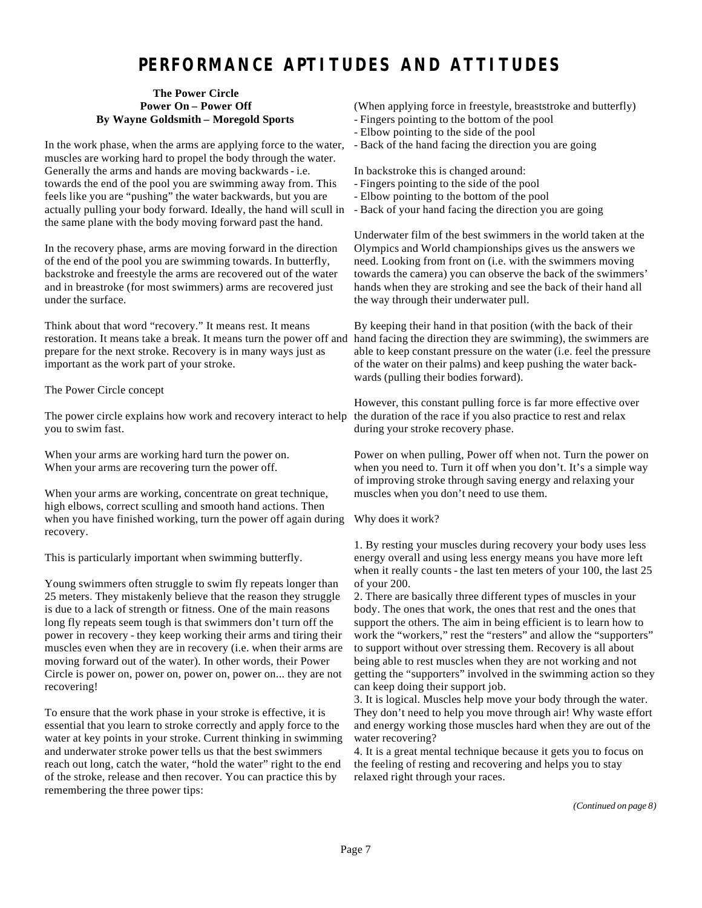# PERFORMANCE APTITUDES AND ATTITUDES

**The Power Circle**
**Power On – Power Off**
**By Wayne Goldsmith – Moregold Sports**

In the work phase, when the arms are applying force to the water, muscles are working hard to propel the body through the water. Generally the arms and hands are moving backwards - i.e. towards the end of the pool you are swimming away from. This feels like you are "pushing" the water backwards, but you are actually pulling your body forward. Ideally, the hand will scull in the same plane with the body moving forward past the hand.

In the recovery phase, arms are moving forward in the direction of the end of the pool you are swimming towards. In butterfly, backstroke and freestyle the arms are recovered out of the water and in breaststroke (for most swimmers) arms are recovered just under the surface.

Think about that word "recovery." It means rest. It means restoration. It means take a break. It means turn the power off and prepare for the next stroke. Recovery is in many ways just as important as the work part of your stroke.

The Power Circle concept

The power circle explains how work and recovery interact to help you to swim fast.

When your arms are working hard turn the power on.
When your arms are recovering turn the power off.

When your arms are working, concentrate on great technique, high elbows, correct sculling and smooth hand actions. Then when you have finished working, turn the power off again during recovery.

This is particularly important when swimming butterfly.

Young swimmers often struggle to swim fly repeats longer than 25 meters. They mistakenly believe that the reason they struggle is due to a lack of strength or fitness. One of the main reasons long fly repeats seem tough is that swimmers don't turn off the power in recovery - they keep working their arms and tiring their muscles even when they are in recovery (i.e. when their arms are moving forward out of the water). In other words, their Power Circle is power on, power on, power on, power on... they are not recovering!

To ensure that the work phase in your stroke is effective, it is essential that you learn to stroke correctly and apply force to the water at key points in your stroke. Current thinking in swimming and underwater stroke power tells us that the best swimmers reach out long, catch the water, "hold the water" right to the end of the stroke, release and then recover. You can practice this by remembering the three power tips:

(When applying force in freestyle, breaststroke and butterfly)
- Fingers pointing to the bottom of the pool
- Elbow pointing to the side of the pool
- Back of the hand facing the direction you are going

In backstroke this is changed around:
- Fingers pointing to the side of the pool
- Elbow pointing to the bottom of the pool
- Back of your hand facing the direction you are going

Underwater film of the best swimmers in the world taken at the Olympics and World championships gives us the answers we need. Looking from front on (i.e. with the swimmers moving towards the camera) you can observe the back of the swimmers' hands when they are stroking and see the back of their hand all the way through their underwater pull.

By keeping their hand in that position (with the back of their hand facing the direction they are swimming), the swimmers are able to keep constant pressure on the water (i.e. feel the pressure of the water on their palms) and keep pushing the water backwards (pulling their bodies forward).

However, this constant pulling force is far more effective over the duration of the race if you also practice to rest and relax during your stroke recovery phase.

Power on when pulling, Power off when not. Turn the power on when you need to. Turn it off when you don't. It's a simple way of improving stroke through saving energy and relaxing your muscles when you don't need to use them.

Why does it work?

1. By resting your muscles during recovery your body uses less energy overall and using less energy means you have more left when it really counts - the last ten meters of your 100, the last 25 of your 200.
2. There are basically three different types of muscles in your body. The ones that work, the ones that rest and the ones that support the others. The aim in being efficient is to learn how to work the "workers," rest the "resters" and allow the "supporters" to support without over stressing them. Recovery is all about being able to rest muscles when they are not working and not getting the "supporters" involved in the swimming action so they can keep doing their support job.
3. It is logical. Muscles help move your body through the water. They don't need to help you move through air! Why waste effort and energy working those muscles hard when they are out of the water recovering?
4. It is a great mental technique because it gets you to focus on the feeling of resting and recovering and helps you to stay relaxed right through your races.

*(Continued on page 8)*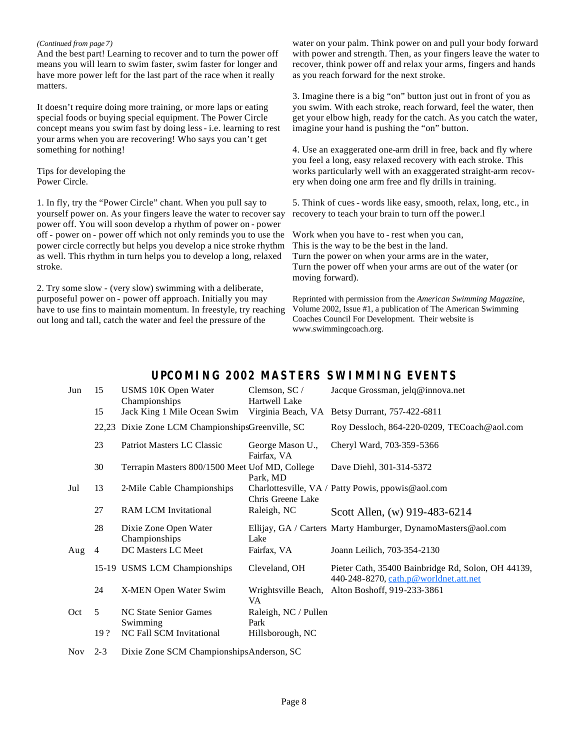*(Continued from page 7)*

And the best part! Learning to recover and to turn the power off means you will learn to swim faster, swim faster for longer and have more power left for the last part of the race when it really matters.

It doesn't require doing more training, or more laps or eating special foods or buying special equipment. The Power Circle concept means you swim fast by doing less - i.e. learning to rest your arms when you are recovering! Who says you can't get something for nothing!

Tips for developing the Power Circle.

1. In fly, try the "Power Circle" chant. When you pull say to yourself power on. As your fingers leave the water to recover say power off. You will soon develop a rhythm of power on - power off - power on - power off which not only reminds you to use the power circle correctly but helps you develop a nice stroke rhythm as well. This rhythm in turn helps you to develop a long, relaxed stroke.

2. Try some slow - (very slow) swimming with a deliberate, purposeful power on - power off approach. Initially you may have to use fins to maintain momentum. In freestyle, try reaching out long and tall, catch the water and feel the pressure of the water on your palm. Think power on and pull your body forward with power and strength. Then, as your fingers leave the water to recover, think power off and relax your arms, fingers and hands as you reach forward for the next stroke.

3. Imagine there is a big "on" button just out in front of you as you swim. With each stroke, reach forward, feel the water, then get your elbow high, ready for the catch. As you catch the water, imagine your hand is pushing the "on" button.

4. Use an exaggerated one-arm drill in free, back and fly where you feel a long, easy relaxed recovery with each stroke. This works particularly well with an exaggerated straight-arm recovery when doing one arm free and fly drills in training.

5. Think of cues - words like easy, smooth, relax, long, etc., in recovery to teach your brain to turn off the power.l

Work when you have to - rest when you can,
This is the way to be the best in the land.
Turn the power on when your arms are in the water,
Turn the power off when your arms are out of the water (or moving forward).

Reprinted with permission from the *American Swimming Magazine*, Volume 2002, Issue #1, a publication of The American Swimming Coaches Council For Development. Their website is www.swimmingcoach.org.

## UPCOMING 2002 MASTERS SWIMMING EVENTS

| | | | | |
|---|---|---|---|---|
| Jun | 15 | USMS 10K Open Water Championships | Clemson, SC / Hartwell Lake | Jacque Grossman, jelq@innova.net |
| | 15 | Jack King 1 Mile Ocean Swim | Virginia Beach, VA | Betsy Durrant, 757-422-6811 |
| | 22,23 | Dixie Zone LCM Championships | Greenville, SC | Roy Dessloch, 864-220-0209, TECoach@aol.com |
| | 23 | Patriot Masters LC Classic | George Mason U., Fairfax, VA | Cheryl Ward, 703-359-5366 |
| | 30 | Terrapin Masters 800/1500 Meet | U of MD, College Park, MD | Dave Diehl, 301-314-5372 |
| Jul | 13 | 2-Mile Cable Championships | Charlottesville, VA / Chris Greene Lake | Patty Powis, ppowis@aol.com |
| | 27 | RAM LCM Invitational | Raleigh, NC | Scott Allen, (w) 919-483-6214 |
| | 28 | Dixie Zone Open Water Championships | Ellijay, GA / Carters Lake | Marty Hamburger, DynamoMasters@aol.com |
| Aug | 4 | DC Masters LC Meet | Fairfax, VA | Joann Leilich, 703-354-2130 |
| | 15-19 | USMS LCM Championships | Cleveland, OH | Pieter Cath, 35400 Bainbridge Rd, Solon, OH 44139, 440-248-8270, cath.p@worldnet.att.net |
| | 24 | X-MEN Open Water Swim | Wrightsville Beach, VA | Alton Boshoff, 919-233-3861 |
| Oct | 5 | NC State Senior Games Swimming | Raleigh, NC / Pullen Park | |
| | 19 ? | NC Fall SCM Invitational | Hillsborough, NC | |
| Nov | 2-3 | Dixie Zone SCM Championships | Anderson, SC | |